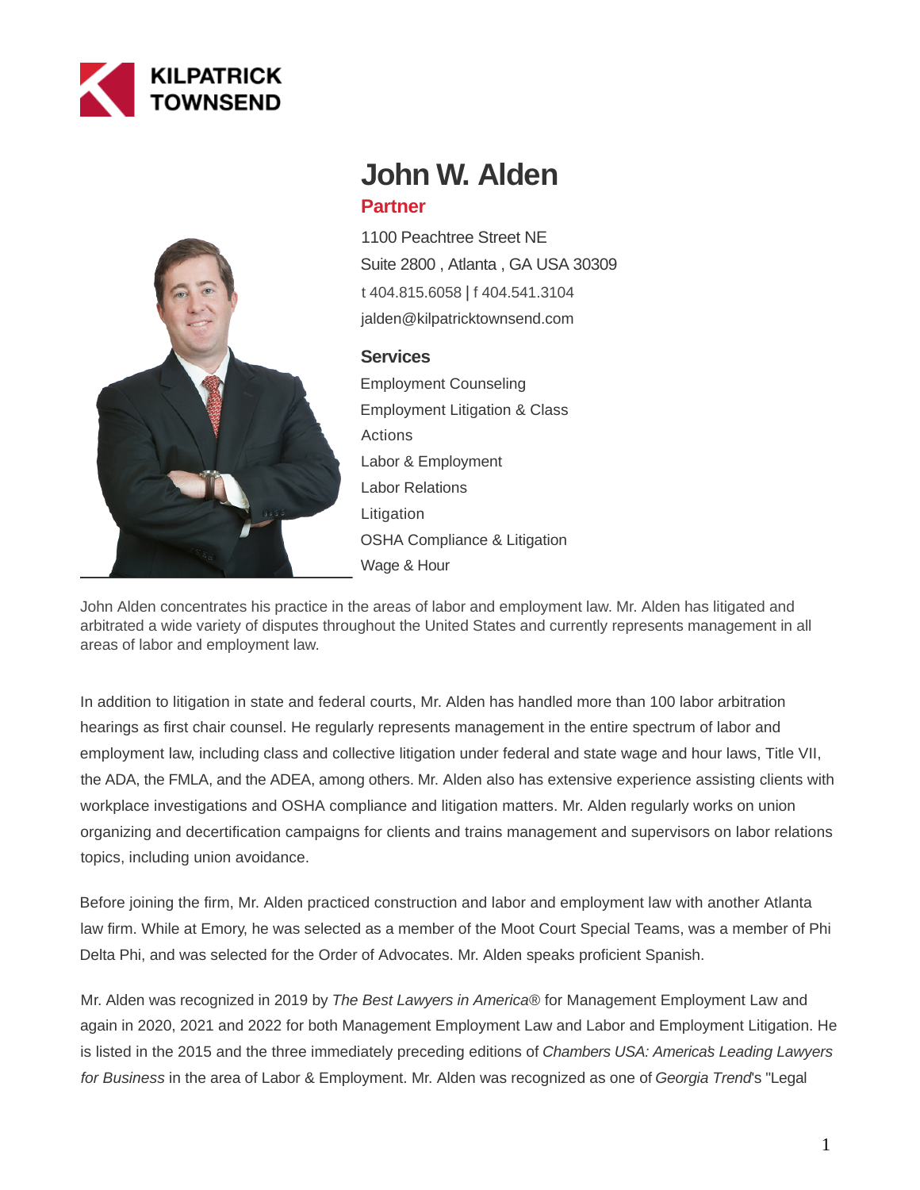KILPATRICK TOWNSEND

# John W. Alden

## Partner

1100 Peachtree Street NE
Suite 2800 , Atlanta , GA USA 30309
t 404.815.6058 | f 404.541.3104
jalden@kilpatricktownsend.com

### Services

- Employment Counseling
- Employment Litigation & Class Actions
- Labor & Employment
- Labor Relations
- Litigation
- OSHA Compliance & Litigation
- Wage & Hour

John Alden concentrates his practice in the areas of labor and employment law. Mr. Alden has litigated and arbitrated a wide variety of disputes throughout the United States and currently represents management in all areas of labor and employment law.

In addition to litigation in state and federal courts, Mr. Alden has handled more than 100 labor arbitration hearings as first chair counsel. He regularly represents management in the entire spectrum of labor and employment law, including class and collective litigation under federal and state wage and hour laws, Title VII, the ADA, the FMLA, and the ADEA, among others. Mr. Alden also has extensive experience assisting clients with workplace investigations and OSHA compliance and litigation matters. Mr. Alden regularly works on union organizing and decertification campaigns for clients and trains management and supervisors on labor relations topics, including union avoidance.

Before joining the firm, Mr. Alden practiced construction and labor and employment law with another Atlanta law firm. While at Emory, he was selected as a member of the Moot Court Special Teams, was a member of Phi Delta Phi, and was selected for the Order of Advocates. Mr. Alden speaks proficient Spanish.

Mr. Alden was recognized in 2019 by *The Best Lawyers in America®* for Management Employment Law and again in 2020, 2021 and 2022 for both Management Employment Law and Labor and Employment Litigation. He is listed in the 2015 and the three immediately preceding editions of *Chambers USA: America's Leading Lawyers for Business* in the area of Labor & Employment. Mr. Alden was recognized as one of *Georgia Trend*'s "Legal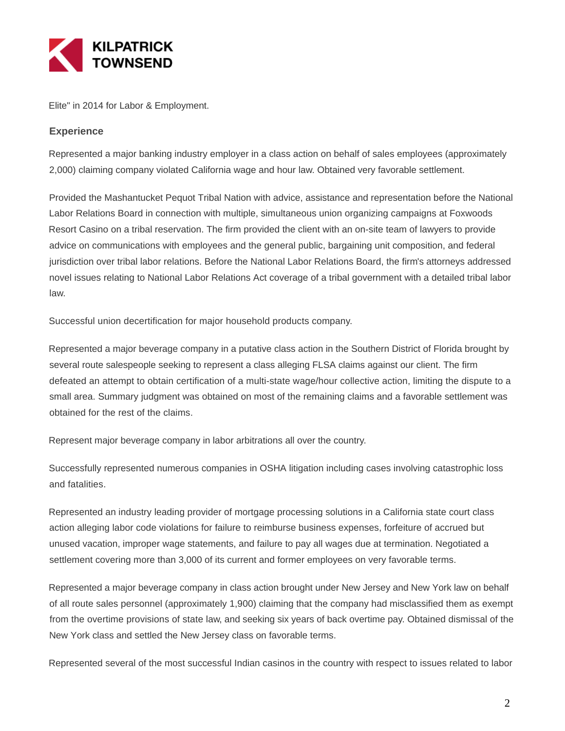Elite" in 2014 for Labor & Employment.

## Experience

Represented a major banking industry employer in a class action on behalf of sales employees (approximately 2,000) claiming company violated California wage and hour law. Obtained very favorable settlement.

Provided the Mashantucket Pequot Tribal Nation with advice, assistance and representation before the National Labor Relations Board in connection with multiple, simultaneous union organizing campaigns at Foxwoods Resort Casino on a tribal reservation. The firm provided the client with an on-site team of lawyers to provide advice on communications with employees and the general public, bargaining unit composition, and federal jurisdiction over tribal labor relations. Before the National Labor Relations Board, the firm's attorneys addressed novel issues relating to National Labor Relations Act coverage of a tribal government with a detailed tribal labor law.

Successful union decertification for major household products company.

Represented a major beverage company in a putative class action in the Southern District of Florida brought by several route salespeople seeking to represent a class alleging FLSA claims against our client. The firm defeated an attempt to obtain certification of a multi-state wage/hour collective action, limiting the dispute to a small area. Summary judgment was obtained on most of the remaining claims and a favorable settlement was obtained for the rest of the claims.

Represent major beverage company in labor arbitrations all over the country.

Successfully represented numerous companies in OSHA litigation including cases involving catastrophic loss and fatalities.

Represented an industry leading provider of mortgage processing solutions in a California state court class action alleging labor code violations for failure to reimburse business expenses, forfeiture of accrued but unused vacation, improper wage statements, and failure to pay all wages due at termination. Negotiated a settlement covering more than 3,000 of its current and former employees on very favorable terms.

Represented a major beverage company in class action brought under New Jersey and New York law on behalf of all route sales personnel (approximately 1,900) claiming that the company had misclassified them as exempt from the overtime provisions of state law, and seeking six years of back overtime pay. Obtained dismissal of the New York class and settled the New Jersey class on favorable terms.

Represented several of the most successful Indian casinos in the country with respect to issues related to labor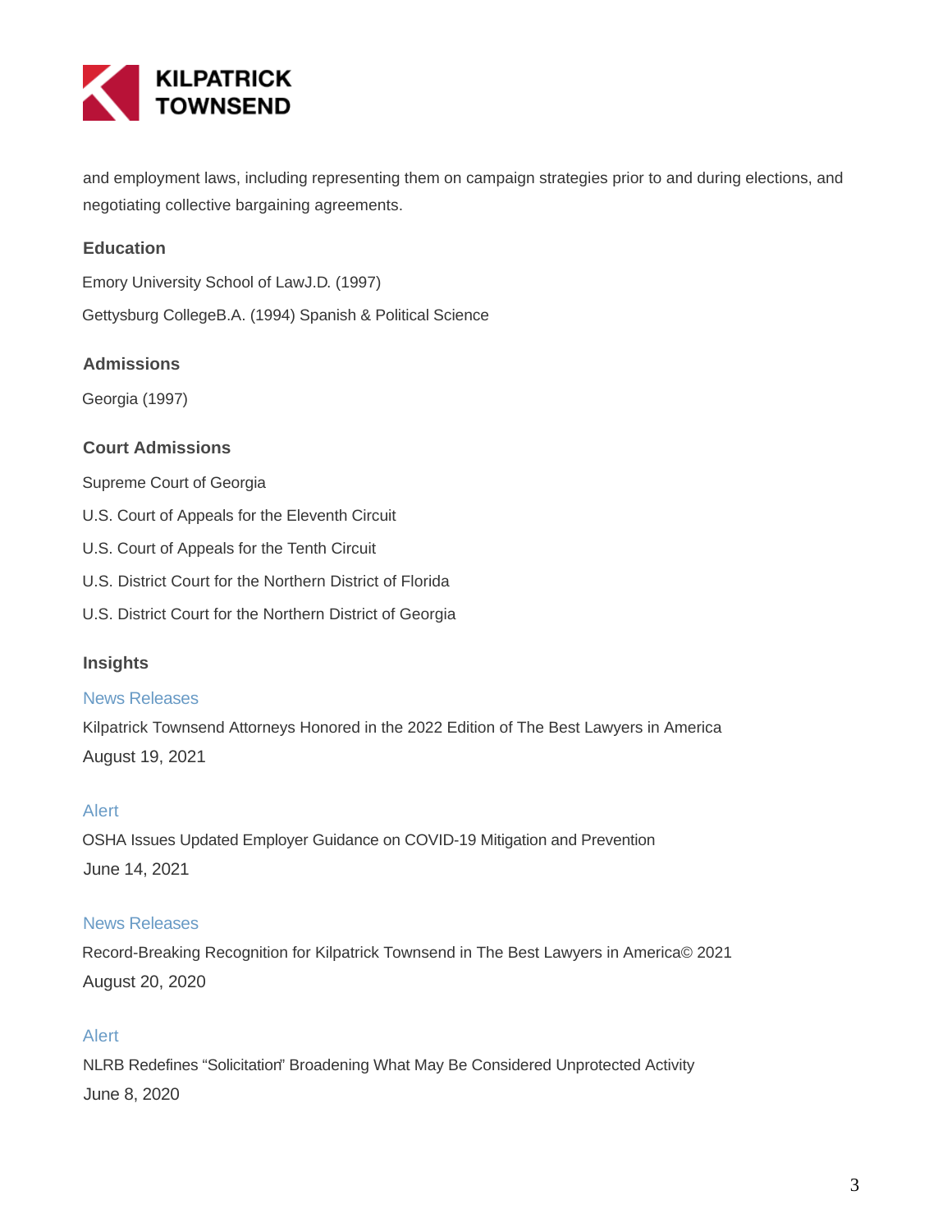and employment laws, including representing them on campaign strategies prior to and during elections, and negotiating collective bargaining agreements.

## Education

Emory University School of LawJ.D. (1997)

Gettysburg CollegeB.A. (1994) Spanish & Political Science

## Admissions

Georgia (1997)

## Court Admissions

Supreme Court of Georgia

U.S. Court of Appeals for the Eleventh Circuit

U.S. Court of Appeals for the Tenth Circuit

U.S. District Court for the Northern District of Florida

U.S. District Court for the Northern District of Georgia

## Insights

News Releases

Kilpatrick Townsend Attorneys Honored in the 2022 Edition of The Best Lawyers in America

August 19, 2021

Alert

OSHA Issues Updated Employer Guidance on COVID-19 Mitigation and Prevention

June 14, 2021

News Releases

Record-Breaking Recognition for Kilpatrick Townsend in The Best Lawyers in America© 2021

August 20, 2020

Alert

NLRB Redefines "Solicitation" Broadening What May Be Considered Unprotected Activity

June 8, 2020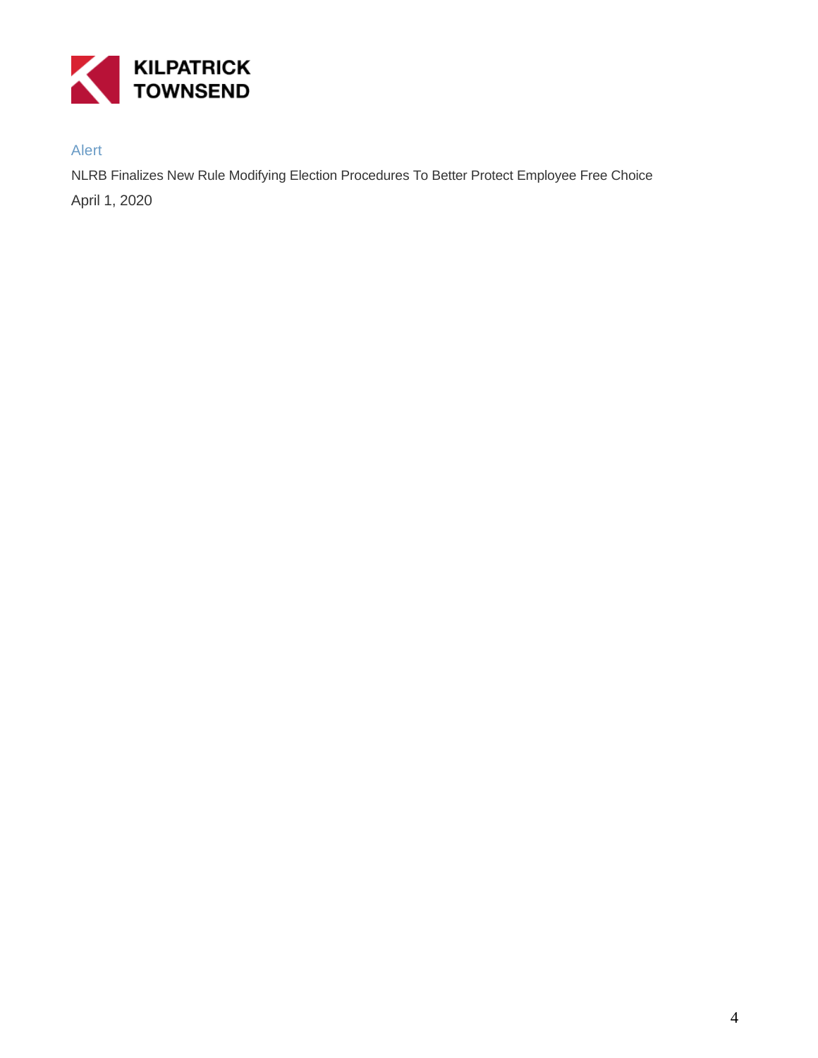KILPATRICK TOWNSEND

Alert

NLRB Finalizes New Rule Modifying Election Procedures To Better Protect Employee Free Choice

April 1, 2020